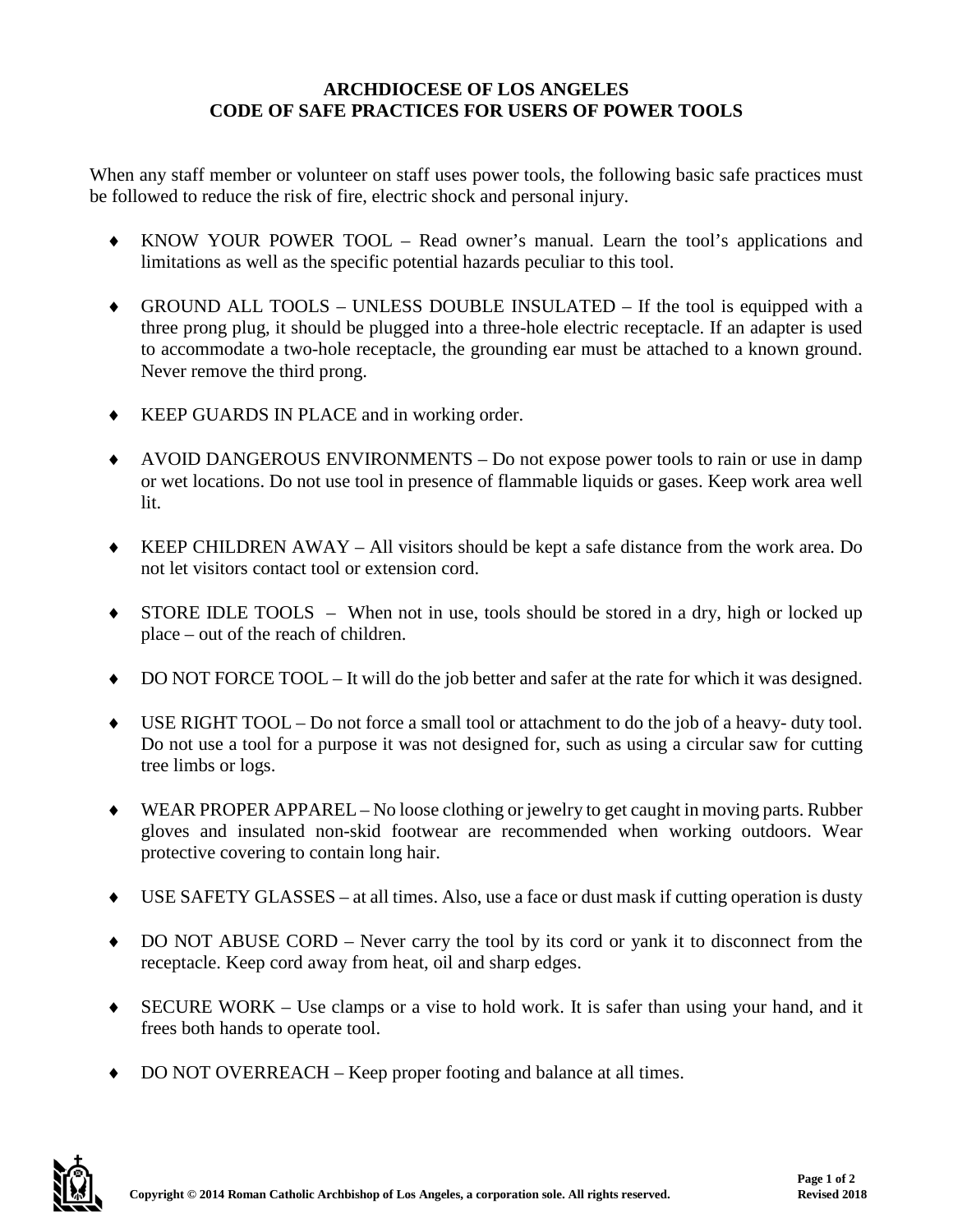# ARCHDIOCESE OF LOS ANGELES
# CODE OF SAFE PRACTICES FOR USERS OF POWER TOOLS

When any staff member or volunteer on staff uses power tools, the following basic safe practices must be followed to reduce the risk of fire, electric shock and personal injury.

- KNOW YOUR POWER TOOL – Read owner's manual. Learn the tool's applications and limitations as well as the specific potential hazards peculiar to this tool.

- GROUND ALL TOOLS – UNLESS DOUBLE INSULATED – If the tool is equipped with a three prong plug, it should be plugged into a three-hole electric receptacle. If an adapter is used to accommodate a two-hole receptacle, the grounding ear must be attached to a known ground. Never remove the third prong.

- KEEP GUARDS IN PLACE and in working order.

- AVOID DANGEROUS ENVIRONMENTS – Do not expose power tools to rain or use in damp or wet locations. Do not use tool in presence of flammable liquids or gases. Keep work area well lit.

- KEEP CHILDREN AWAY – All visitors should be kept a safe distance from the work area. Do not let visitors contact tool or extension cord.

- STORE IDLE TOOLS – When not in use, tools should be stored in a dry, high or locked up place – out of the reach of children.

- DO NOT FORCE TOOL – It will do the job better and safer at the rate for which it was designed.

- USE RIGHT TOOL – Do not force a small tool or attachment to do the job of a heavy- duty tool. Do not use a tool for a purpose it was not designed for, such as using a circular saw for cutting tree limbs or logs.

- WEAR PROPER APPAREL – No loose clothing or jewelry to get caught in moving parts. Rubber gloves and insulated non-skid footwear are recommended when working outdoors. Wear protective covering to contain long hair.

- USE SAFETY GLASSES – at all times. Also, use a face or dust mask if cutting operation is dusty

- DO NOT ABUSE CORD – Never carry the tool by its cord or yank it to disconnect from the receptacle. Keep cord away from heat, oil and sharp edges.

- SECURE WORK – Use clamps or a vise to hold work. It is safer than using your hand, and it frees both hands to operate tool.

- DO NOT OVERREACH – Keep proper footing and balance at all times.

**Copyright © 2014 Roman Catholic Archbishop of Los Angeles, a corporation sole. All rights reserved.**

**Revised 2018**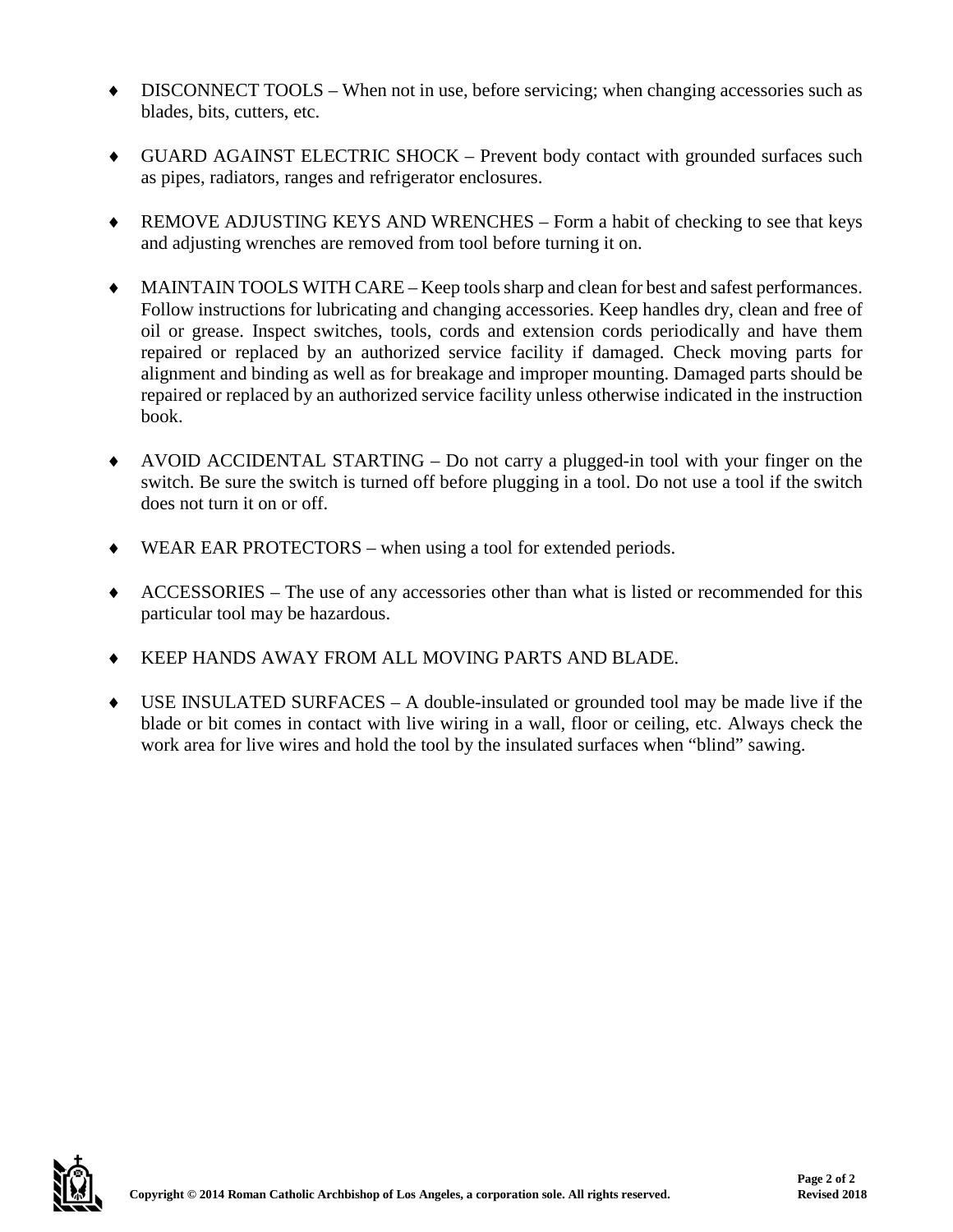- DISCONNECT TOOLS – When not in use, before servicing; when changing accessories such as blades, bits, cutters, etc.

- GUARD AGAINST ELECTRIC SHOCK – Prevent body contact with grounded surfaces such as pipes, radiators, ranges and refrigerator enclosures.

- REMOVE ADJUSTING KEYS AND WRENCHES – Form a habit of checking to see that keys and adjusting wrenches are removed from tool before turning it on.

- MAINTAIN TOOLS WITH CARE – Keep tools sharp and clean for best and safest performances. Follow instructions for lubricating and changing accessories. Keep handles dry, clean and free of oil or grease. Inspect switches, tools, cords and extension cords periodically and have them repaired or replaced by an authorized service facility if damaged. Check moving parts for alignment and binding as well as for breakage and improper mounting. Damaged parts should be repaired or replaced by an authorized service facility unless otherwise indicated in the instruction book.

- AVOID ACCIDENTAL STARTING – Do not carry a plugged-in tool with your finger on the switch. Be sure the switch is turned off before plugging in a tool. Do not use a tool if the switch does not turn it on or off.

- WEAR EAR PROTECTORS – when using a tool for extended periods.

- ACCESSORIES – The use of any accessories other than what is listed or recommended for this particular tool may be hazardous.

- KEEP HANDS AWAY FROM ALL MOVING PARTS AND BLADE.

- USE INSULATED SURFACES – A double-insulated or grounded tool may be made live if the blade or bit comes in contact with live wiring in a wall, floor or ceiling, etc. Always check the work area for live wires and hold the tool by the insulated surfaces when "blind" sawing.

**Copyright © 2014 Roman Catholic Archbishop of Los Angeles, a corporation sole. All rights reserved.**

**Revised 2018**